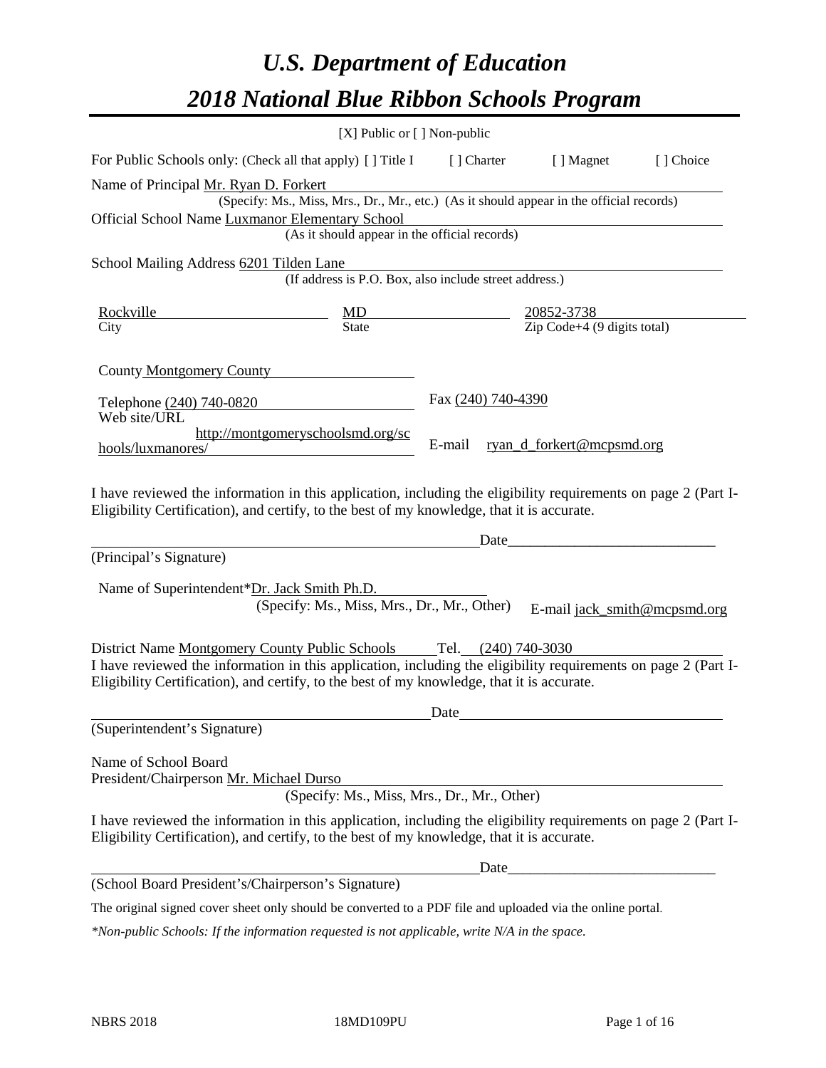# *U.S. Department of Education*
# *2018 National Blue Ribbon Schools Program*

[X] Public or [ ] Non-public

For Public Schools only: (Check all that apply) [ ] Title I [ ] Charter [ ] Magnet [ ] Choice

Name of Principal Mr. Ryan D. Forkert
(Specify: Ms., Miss, Mrs., Dr., Mr., etc.) (As it should appear in the official records)

Official School Name Luxmanor Elementary School
(As it should appear in the official records)

School Mailing Address 6201 Tilden Lane
(If address is P.O. Box, also include street address.)

| Rockville | MD | 20852-3738 |
|---|---|---|
| City | State | Zip Code+4 (9 digits total) |

County Montgomery County

Telephone (240) 740-0820 Fax (240) 740-4390

Web site/URL http://montgomeryschoolsmd.org/schools/luxmanores/ E-mail ryan_d_forkert@mcpsmd.org

I have reviewed the information in this application, including the eligibility requirements on page 2 (Part I-Eligibility Certification), and certify, to the best of my knowledge, that it is accurate.

_______________________________________________ Date___________________________

(Principal's Signature)

Name of Superintendent*Dr. Jack Smith Ph.D.
(Specify: Ms., Miss, Mrs., Dr., Mr., Other) E-mail jack_smith@mcpsmd.org

District Name Montgomery County Public Schools Tel. (240) 740-3030

I have reviewed the information in this application, including the eligibility requirements on page 2 (Part I-Eligibility Certification), and certify, to the best of my knowledge, that it is accurate.

_______________________________________________ Date___________________________

(Superintendent's Signature)

Name of School Board
President/Chairperson Mr. Michael Durso
(Specify: Ms., Miss, Mrs., Dr., Mr., Other)

I have reviewed the information in this application, including the eligibility requirements on page 2 (Part I-Eligibility Certification), and certify, to the best of my knowledge, that it is accurate.

_______________________________________________ Date___________________________

(School Board President's/Chairperson's Signature)

The original signed cover sheet only should be converted to a PDF file and uploaded via the online portal.

*\*Non-public Schools: If the information requested is not applicable, write N/A in the space.*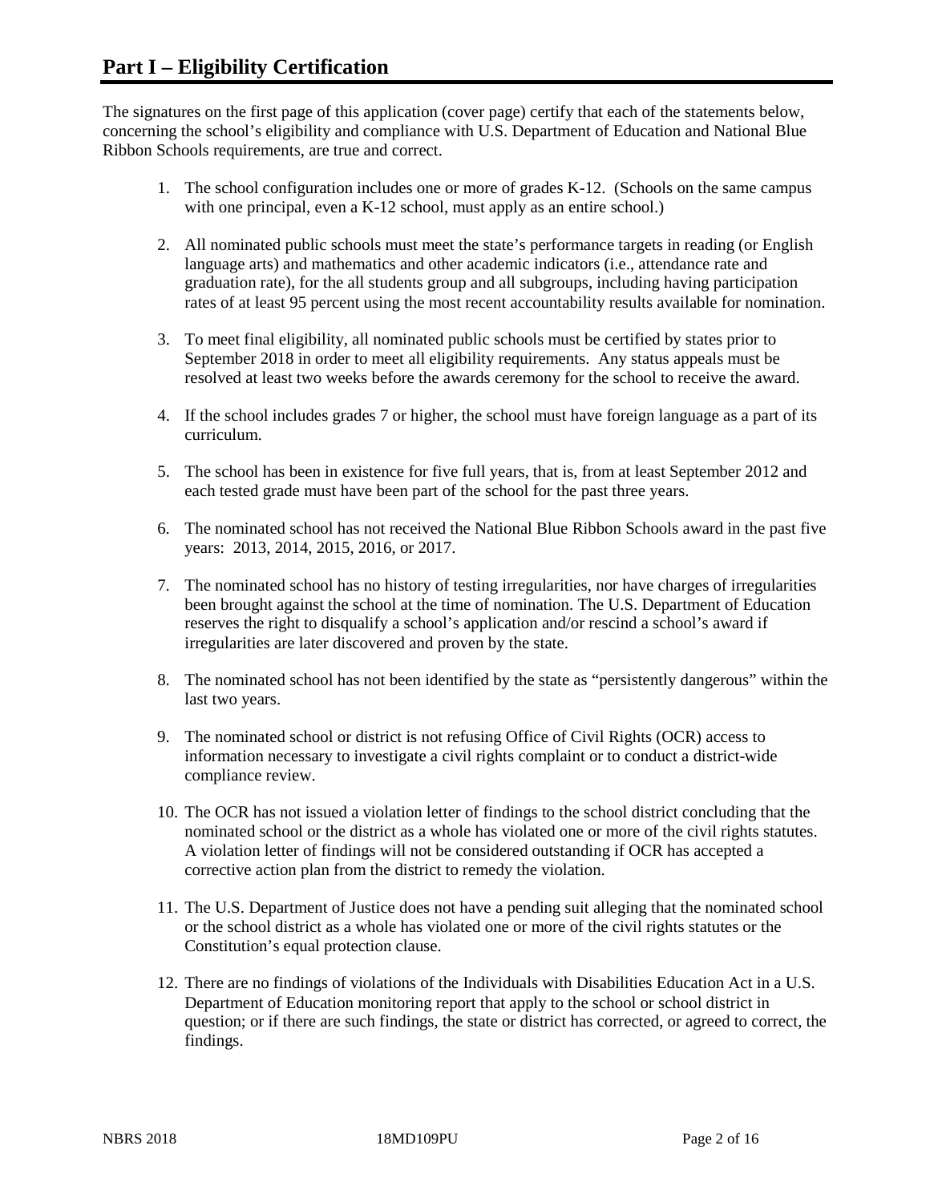# Part I – Eligibility Certification

The signatures on the first page of this application (cover page) certify that each of the statements below, concerning the school's eligibility and compliance with U.S. Department of Education and National Blue Ribbon Schools requirements, are true and correct.

1. The school configuration includes one or more of grades K-12. (Schools on the same campus with one principal, even a K-12 school, must apply as an entire school.)

2. All nominated public schools must meet the state's performance targets in reading (or English language arts) and mathematics and other academic indicators (i.e., attendance rate and graduation rate), for the all students group and all subgroups, including having participation rates of at least 95 percent using the most recent accountability results available for nomination.

3. To meet final eligibility, all nominated public schools must be certified by states prior to September 2018 in order to meet all eligibility requirements. Any status appeals must be resolved at least two weeks before the awards ceremony for the school to receive the award.

4. If the school includes grades 7 or higher, the school must have foreign language as a part of its curriculum.

5. The school has been in existence for five full years, that is, from at least September 2012 and each tested grade must have been part of the school for the past three years.

6. The nominated school has not received the National Blue Ribbon Schools award in the past five years: 2013, 2014, 2015, 2016, or 2017.

7. The nominated school has no history of testing irregularities, nor have charges of irregularities been brought against the school at the time of nomination. The U.S. Department of Education reserves the right to disqualify a school's application and/or rescind a school's award if irregularities are later discovered and proven by the state.

8. The nominated school has not been identified by the state as "persistently dangerous" within the last two years.

9. The nominated school or district is not refusing Office of Civil Rights (OCR) access to information necessary to investigate a civil rights complaint or to conduct a district-wide compliance review.

10. The OCR has not issued a violation letter of findings to the school district concluding that the nominated school or the district as a whole has violated one or more of the civil rights statutes. A violation letter of findings will not be considered outstanding if OCR has accepted a corrective action plan from the district to remedy the violation.

11. The U.S. Department of Justice does not have a pending suit alleging that the nominated school or the school district as a whole has violated one or more of the civil rights statutes or the Constitution's equal protection clause.

12. There are no findings of violations of the Individuals with Disabilities Education Act in a U.S. Department of Education monitoring report that apply to the school or school district in question; or if there are such findings, the state or district has corrected, or agreed to correct, the findings.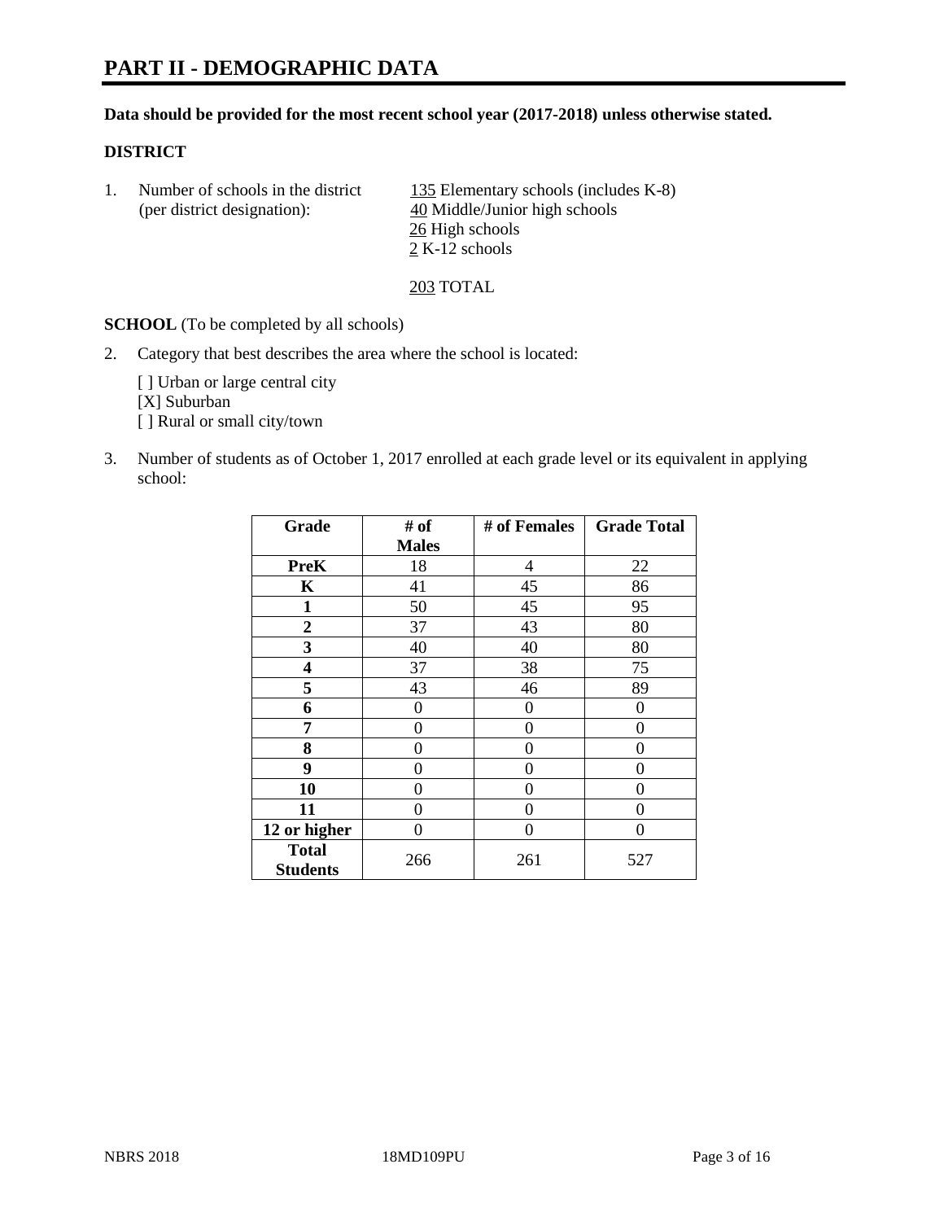# PART II - DEMOGRAPHIC DATA

**Data should be provided for the most recent school year (2017-2018) unless otherwise stated.**

**DISTRICT**

1. Number of schools in the district (per district designation):

   135 Elementary schools (includes K-8)
   40 Middle/Junior high schools
   26 High schools
   2 K-12 schools

   203 TOTAL

**SCHOOL** (To be completed by all schools)

2. Category that best describes the area where the school is located:

   [ ] Urban or large central city
   [X] Suburban
   [ ] Rural or small city/town

3. Number of students as of October 1, 2017 enrolled at each grade level or its equivalent in applying school:

| Grade | # of Males | # of Females | Grade Total |
|---|---|---|---|
| PreK | 18 | 4 | 22 |
| K | 41 | 45 | 86 |
| 1 | 50 | 45 | 95 |
| 2 | 37 | 43 | 80 |
| 3 | 40 | 40 | 80 |
| 4 | 37 | 38 | 75 |
| 5 | 43 | 46 | 89 |
| 6 | 0 | 0 | 0 |
| 7 | 0 | 0 | 0 |
| 8 | 0 | 0 | 0 |
| 9 | 0 | 0 | 0 |
| 10 | 0 | 0 | 0 |
| 11 | 0 | 0 | 0 |
| 12 or higher | 0 | 0 | 0 |
| Total Students | 266 | 261 | 527 |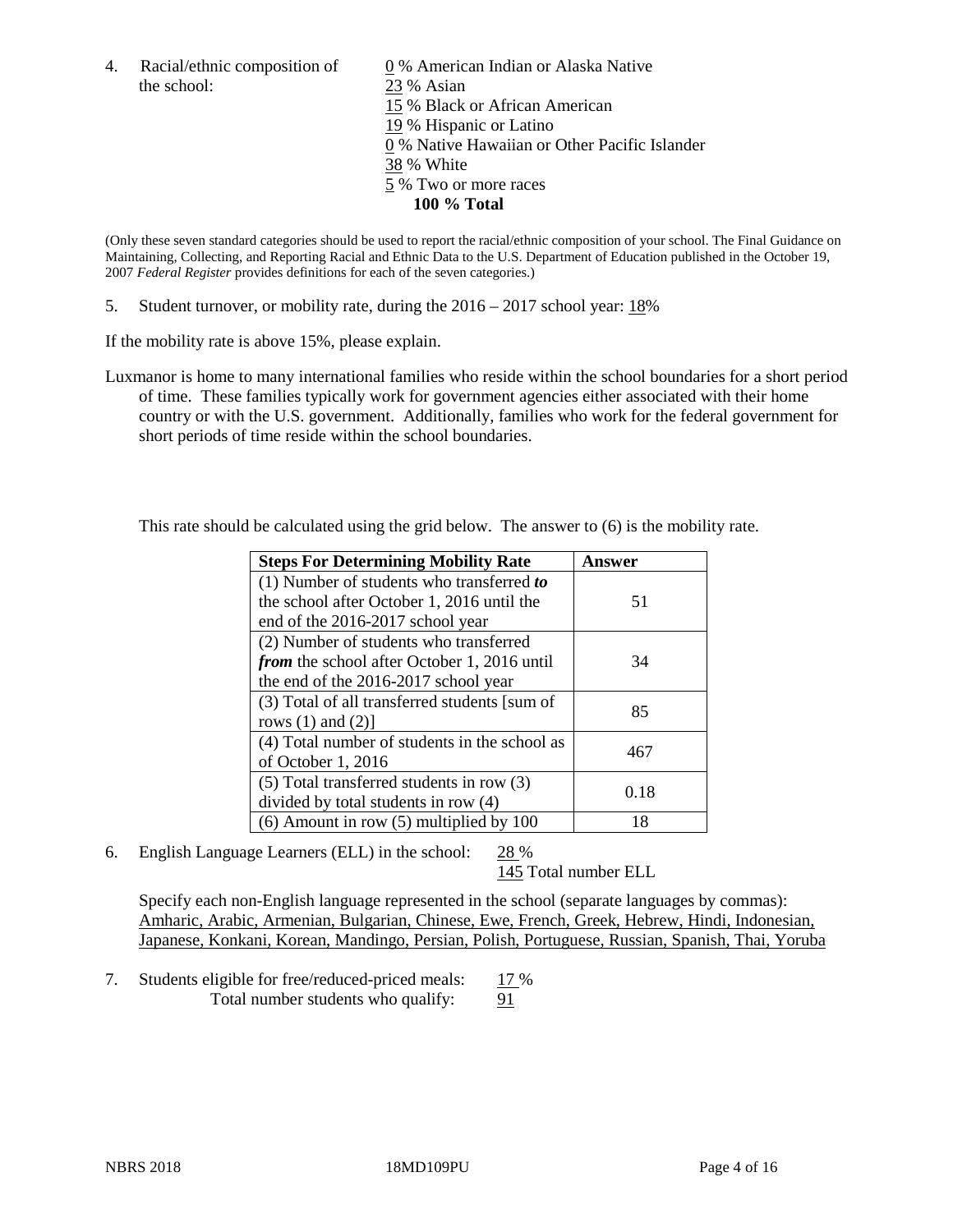4. Racial/ethnic composition of the school:

0 % American Indian or Alaska Native
23 % Asian
15 % Black or African American
19 % Hispanic or Latino
0 % Native Hawaiian or Other Pacific Islander
38 % White
5 % Two or more races
**100 % Total**

(Only these seven standard categories should be used to report the racial/ethnic composition of your school. The Final Guidance on Maintaining, Collecting, and Reporting Racial and Ethnic Data to the U.S. Department of Education published in the October 19, 2007 *Federal Register* provides definitions for each of the seven categories.)

5. Student turnover, or mobility rate, during the 2016 – 2017 school year: 18%

If the mobility rate is above 15%, please explain.

Luxmanor is home to many international families who reside within the school boundaries for a short period of time. These families typically work for government agencies either associated with their home country or with the U.S. government. Additionally, families who work for the federal government for short periods of time reside within the school boundaries.

This rate should be calculated using the grid below. The answer to (6) is the mobility rate.

| Steps For Determining Mobility Rate | Answer |
|---|---|
| (1) Number of students who transferred ***to*** the school after October 1, 2016 until the end of the 2016-2017 school year | 51 |
| (2) Number of students who transferred ***from*** the school after October 1, 2016 until the end of the 2016-2017 school year | 34 |
| (3) Total of all transferred students [sum of rows (1) and (2)] | 85 |
| (4) Total number of students in the school as of October 1, 2016 | 467 |
| (5) Total transferred students in row (3) divided by total students in row (4) | 0.18 |
| (6) Amount in row (5) multiplied by 100 | 18 |

6. English Language Learners (ELL) in the school: 28 %
145 Total number ELL

Specify each non-English language represented in the school (separate languages by commas):
Amharic, Arabic, Armenian, Bulgarian, Chinese, Ewe, French, Greek, Hebrew, Hindi, Indonesian, Japanese, Konkani, Korean, Mandingo, Persian, Polish, Portuguese, Russian, Spanish, Thai, Yoruba

7. Students eligible for free/reduced-priced meals: 17 %
Total number students who qualify: 91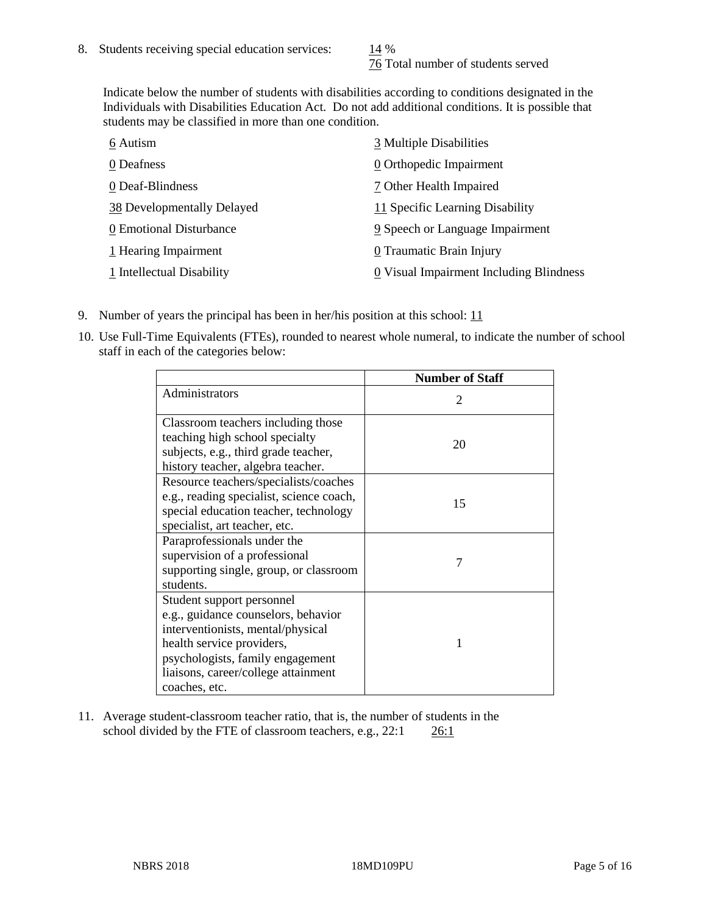8. Students receiving special education services: 14 %
   76 Total number of students served

   Indicate below the number of students with disabilities according to conditions designated in the Individuals with Disabilities Education Act. Do not add additional conditions. It is possible that students may be classified in more than one condition.

| | |
|---|---|
| 6 Autism | 3 Multiple Disabilities |
| 0 Deafness | 0 Orthopedic Impairment |
| 0 Deaf-Blindness | 7 Other Health Impaired |
| 38 Developmentally Delayed | 11 Specific Learning Disability |
| 0 Emotional Disturbance | 9 Speech or Language Impairment |
| 1 Hearing Impairment | 0 Traumatic Brain Injury |
| 1 Intellectual Disability | 0 Visual Impairment Including Blindness |

9. Number of years the principal has been in her/his position at this school: 11

10. Use Full-Time Equivalents (FTEs), rounded to nearest whole numeral, to indicate the number of school staff in each of the categories below:

| | Number of Staff |
|---|---|
| Administrators | 2 |
| Classroom teachers including those teaching high school specialty subjects, e.g., third grade teacher, history teacher, algebra teacher. | 20 |
| Resource teachers/specialists/coaches e.g., reading specialist, science coach, special education teacher, technology specialist, art teacher, etc. | 15 |
| Paraprofessionals under the supervision of a professional supporting single, group, or classroom students. | 7 |
| Student support personnel e.g., guidance counselors, behavior interventionists, mental/physical health service providers, psychologists, family engagement liaisons, career/college attainment coaches, etc. | 1 |

11. Average student-classroom teacher ratio, that is, the number of students in the school divided by the FTE of classroom teachers, e.g., 22:1 26:1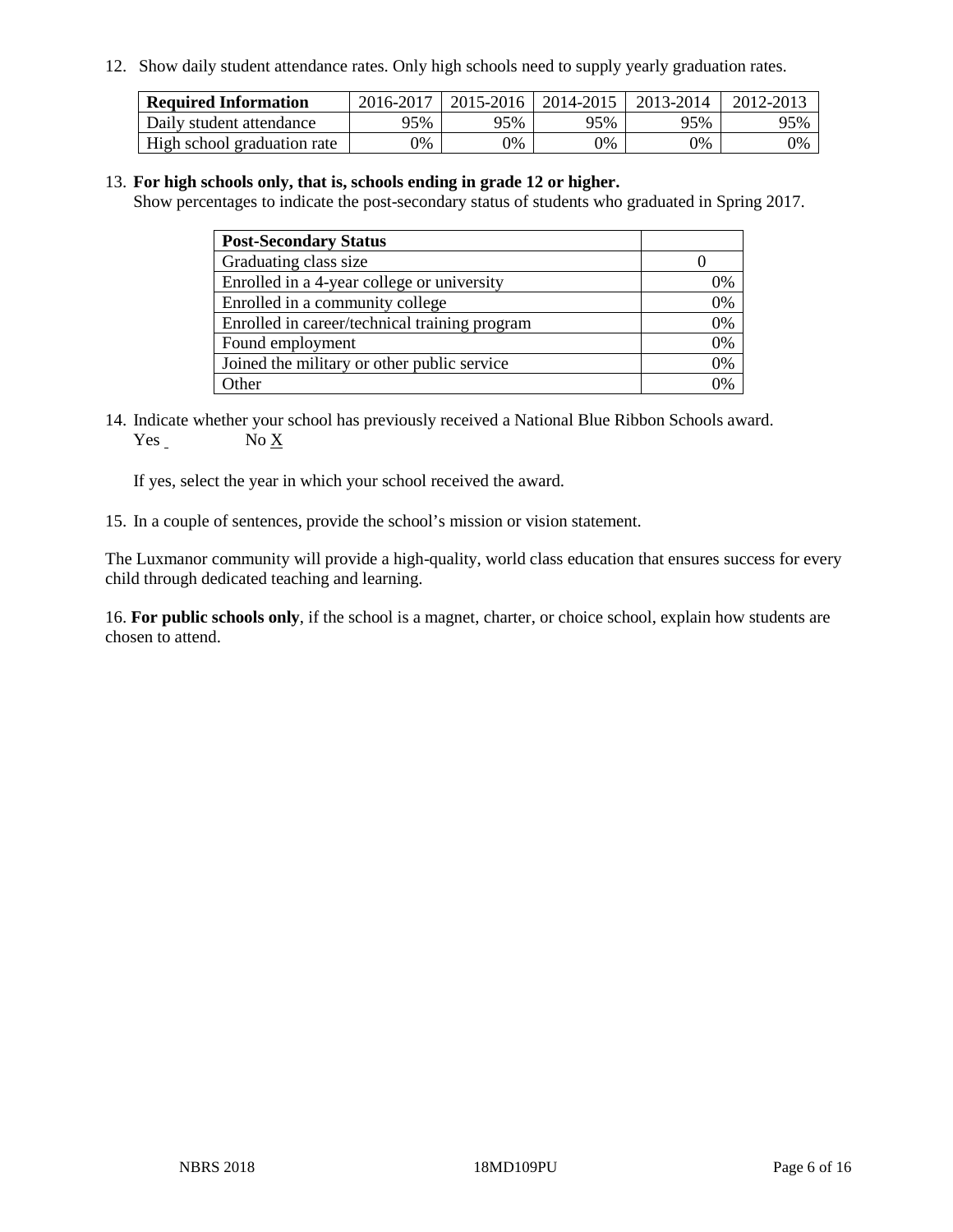12. Show daily student attendance rates. Only high schools need to supply yearly graduation rates.

| Required Information | 2016-2017 | 2015-2016 | 2014-2015 | 2013-2014 | 2012-2013 |
|---|---|---|---|---|---|
| Daily student attendance | 95% | 95% | 95% | 95% | 95% |
| High school graduation rate | 0% | 0% | 0% | 0% | 0% |

13. **For high schools only, that is, schools ending in grade 12 or higher.**
Show percentages to indicate the post-secondary status of students who graduated in Spring 2017.

| Post-Secondary Status | |
|---|---|
| Graduating class size | 0 |
| Enrolled in a 4-year college or university | 0% |
| Enrolled in a community college | 0% |
| Enrolled in career/technical training program | 0% |
| Found employment | 0% |
| Joined the military or other public service | 0% |
| Other | 0% |

14. Indicate whether your school has previously received a National Blue Ribbon Schools award.
Yes _ No X

If yes, select the year in which your school received the award.

15. In a couple of sentences, provide the school's mission or vision statement.

The Luxmanor community will provide a high-quality, world class education that ensures success for every child through dedicated teaching and learning.

16. **For public schools only**, if the school is a magnet, charter, or choice school, explain how students are chosen to attend.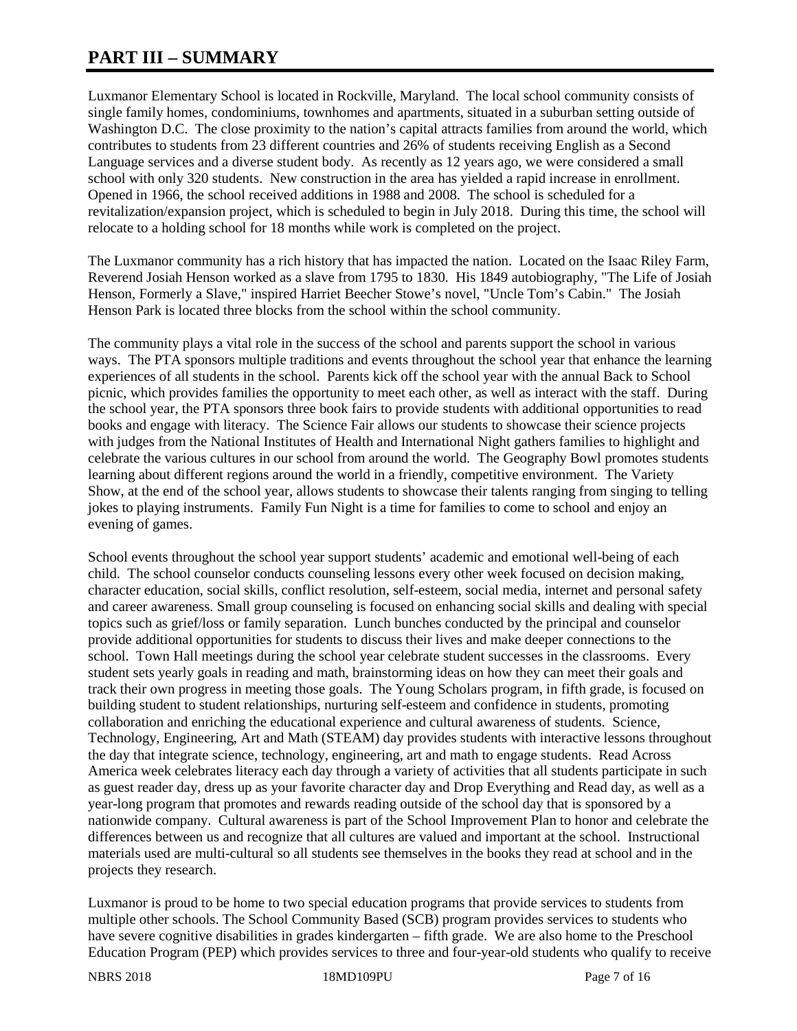# PART III – SUMMARY

Luxmanor Elementary School is located in Rockville, Maryland. The local school community consists of single family homes, condominiums, townhomes and apartments, situated in a suburban setting outside of Washington D.C. The close proximity to the nation's capital attracts families from around the world, which contributes to students from 23 different countries and 26% of students receiving English as a Second Language services and a diverse student body. As recently as 12 years ago, we were considered a small school with only 320 students. New construction in the area has yielded a rapid increase in enrollment. Opened in 1966, the school received additions in 1988 and 2008. The school is scheduled for a revitalization/expansion project, which is scheduled to begin in July 2018. During this time, the school will relocate to a holding school for 18 months while work is completed on the project.

The Luxmanor community has a rich history that has impacted the nation. Located on the Isaac Riley Farm, Reverend Josiah Henson worked as a slave from 1795 to 1830. His 1849 autobiography, "The Life of Josiah Henson, Formerly a Slave," inspired Harriet Beecher Stowe's novel, "Uncle Tom's Cabin." The Josiah Henson Park is located three blocks from the school within the school community.

The community plays a vital role in the success of the school and parents support the school in various ways. The PTA sponsors multiple traditions and events throughout the school year that enhance the learning experiences of all students in the school. Parents kick off the school year with the annual Back to School picnic, which provides families the opportunity to meet each other, as well as interact with the staff. During the school year, the PTA sponsors three book fairs to provide students with additional opportunities to read books and engage with literacy. The Science Fair allows our students to showcase their science projects with judges from the National Institutes of Health and International Night gathers families to highlight and celebrate the various cultures in our school from around the world. The Geography Bowl promotes students learning about different regions around the world in a friendly, competitive environment. The Variety Show, at the end of the school year, allows students to showcase their talents ranging from singing to telling jokes to playing instruments. Family Fun Night is a time for families to come to school and enjoy an evening of games.

School events throughout the school year support students' academic and emotional well-being of each child. The school counselor conducts counseling lessons every other week focused on decision making, character education, social skills, conflict resolution, self-esteem, social media, internet and personal safety and career awareness. Small group counseling is focused on enhancing social skills and dealing with special topics such as grief/loss or family separation. Lunch bunches conducted by the principal and counselor provide additional opportunities for students to discuss their lives and make deeper connections to the school. Town Hall meetings during the school year celebrate student successes in the classrooms. Every student sets yearly goals in reading and math, brainstorming ideas on how they can meet their goals and track their own progress in meeting those goals. The Young Scholars program, in fifth grade, is focused on building student to student relationships, nurturing self-esteem and confidence in students, promoting collaboration and enriching the educational experience and cultural awareness of students. Science, Technology, Engineering, Art and Math (STEAM) day provides students with interactive lessons throughout the day that integrate science, technology, engineering, art and math to engage students. Read Across America week celebrates literacy each day through a variety of activities that all students participate in such as guest reader day, dress up as your favorite character day and Drop Everything and Read day, as well as a year-long program that promotes and rewards reading outside of the school day that is sponsored by a nationwide company. Cultural awareness is part of the School Improvement Plan to honor and celebrate the differences between us and recognize that all cultures are valued and important at the school. Instructional materials used are multi-cultural so all students see themselves in the books they read at school and in the projects they research.

Luxmanor is proud to be home to two special education programs that provide services to students from multiple other schools. The School Community Based (SCB) program provides services to students who have severe cognitive disabilities in grades kindergarten – fifth grade. We are also home to the Preschool Education Program (PEP) which provides services to three and four-year-old students who qualify to receive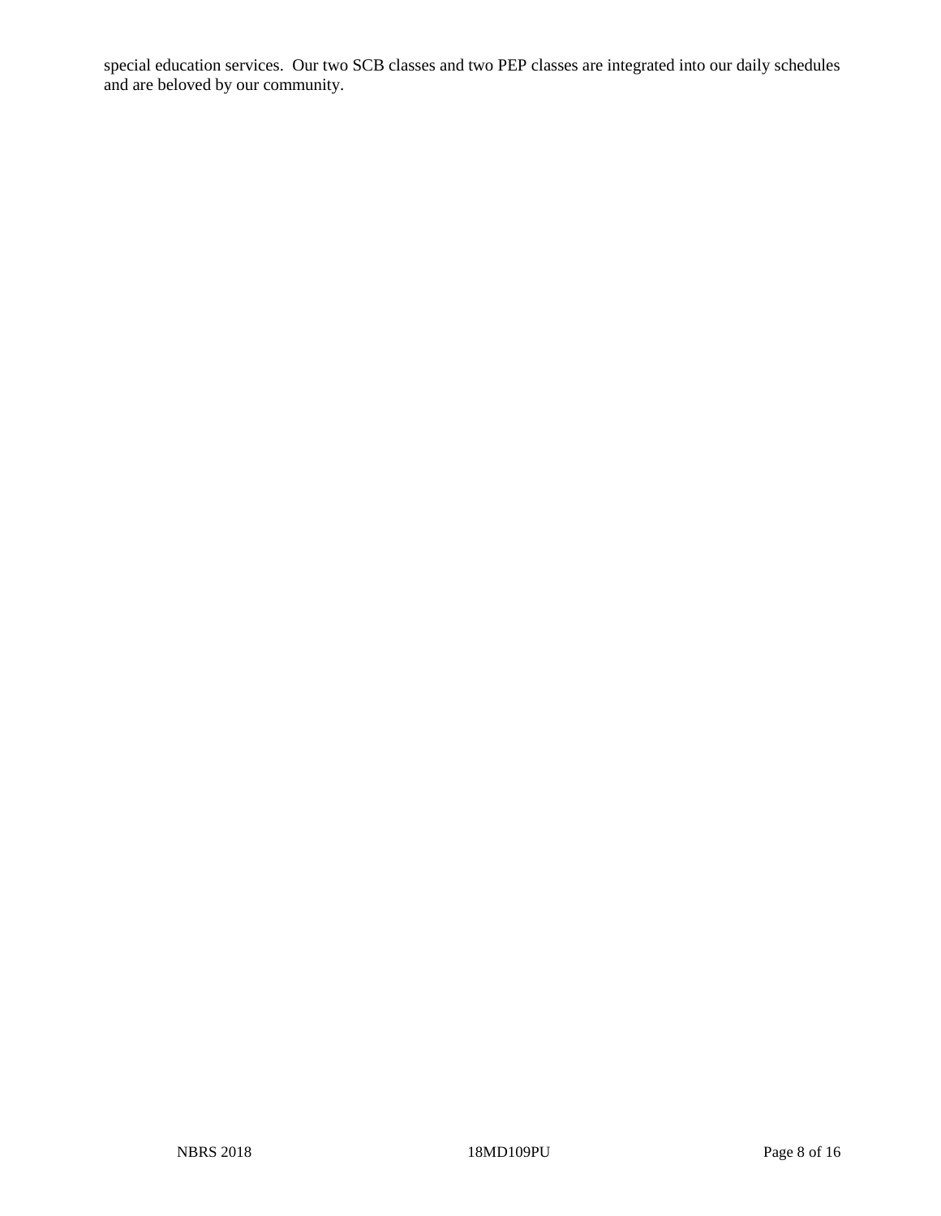special education services.  Our two SCB classes and two PEP classes are integrated into our daily schedules and are beloved by our community.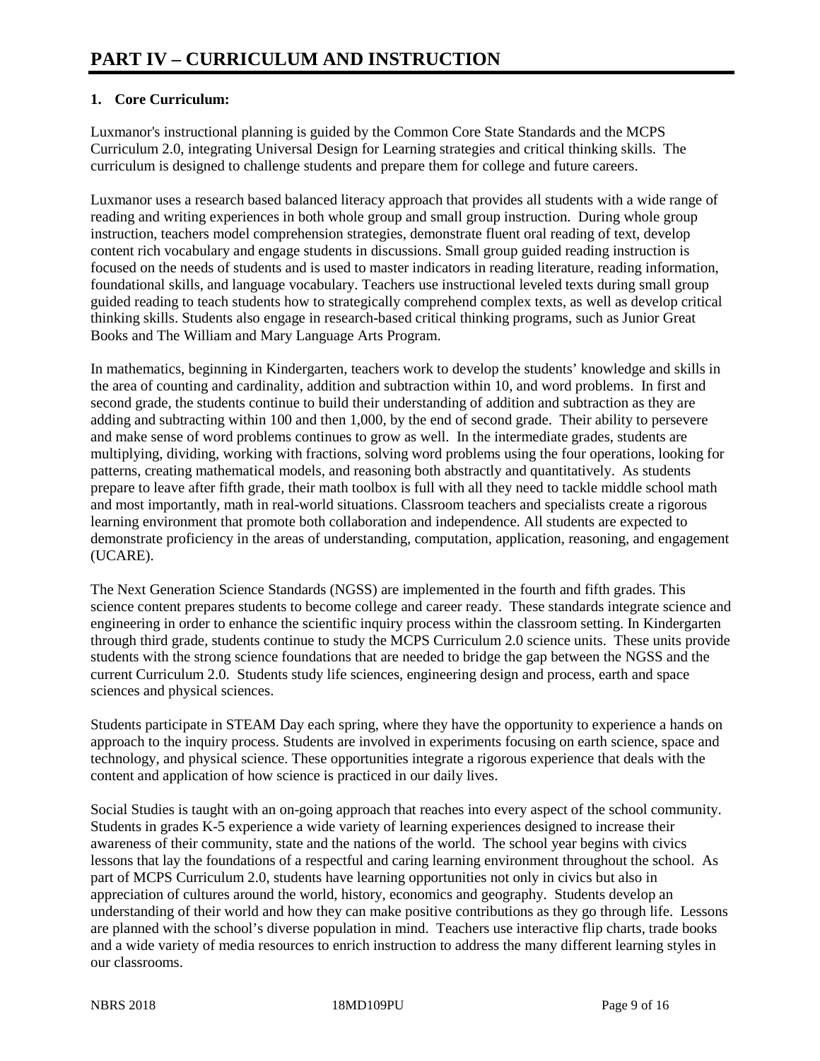# PART IV – CURRICULUM AND INSTRUCTION

**1. Core Curriculum:**

Luxmanor's instructional planning is guided by the Common Core State Standards and the MCPS Curriculum 2.0, integrating Universal Design for Learning strategies and critical thinking skills. The curriculum is designed to challenge students and prepare them for college and future careers.

Luxmanor uses a research based balanced literacy approach that provides all students with a wide range of reading and writing experiences in both whole group and small group instruction. During whole group instruction, teachers model comprehension strategies, demonstrate fluent oral reading of text, develop content rich vocabulary and engage students in discussions. Small group guided reading instruction is focused on the needs of students and is used to master indicators in reading literature, reading information, foundational skills, and language vocabulary. Teachers use instructional leveled texts during small group guided reading to teach students how to strategically comprehend complex texts, as well as develop critical thinking skills. Students also engage in research-based critical thinking programs, such as Junior Great Books and The William and Mary Language Arts Program.

In mathematics, beginning in Kindergarten, teachers work to develop the students' knowledge and skills in the area of counting and cardinality, addition and subtraction within 10, and word problems. In first and second grade, the students continue to build their understanding of addition and subtraction as they are adding and subtracting within 100 and then 1,000, by the end of second grade. Their ability to persevere and make sense of word problems continues to grow as well. In the intermediate grades, students are multiplying, dividing, working with fractions, solving word problems using the four operations, looking for patterns, creating mathematical models, and reasoning both abstractly and quantitatively. As students prepare to leave after fifth grade, their math toolbox is full with all they need to tackle middle school math and most importantly, math in real-world situations. Classroom teachers and specialists create a rigorous learning environment that promote both collaboration and independence. All students are expected to demonstrate proficiency in the areas of understanding, computation, application, reasoning, and engagement (UCARE).

The Next Generation Science Standards (NGSS) are implemented in the fourth and fifth grades. This science content prepares students to become college and career ready. These standards integrate science and engineering in order to enhance the scientific inquiry process within the classroom setting. In Kindergarten through third grade, students continue to study the MCPS Curriculum 2.0 science units. These units provide students with the strong science foundations that are needed to bridge the gap between the NGSS and the current Curriculum 2.0. Students study life sciences, engineering design and process, earth and space sciences and physical sciences.

Students participate in STEAM Day each spring, where they have the opportunity to experience a hands on approach to the inquiry process. Students are involved in experiments focusing on earth science, space and technology, and physical science. These opportunities integrate a rigorous experience that deals with the content and application of how science is practiced in our daily lives.

Social Studies is taught with an on-going approach that reaches into every aspect of the school community. Students in grades K-5 experience a wide variety of learning experiences designed to increase their awareness of their community, state and the nations of the world. The school year begins with civics lessons that lay the foundations of a respectful and caring learning environment throughout the school. As part of MCPS Curriculum 2.0, students have learning opportunities not only in civics but also in appreciation of cultures around the world, history, economics and geography. Students develop an understanding of their world and how they can make positive contributions as they go through life. Lessons are planned with the school's diverse population in mind. Teachers use interactive flip charts, trade books and a wide variety of media resources to enrich instruction to address the many different learning styles in our classrooms.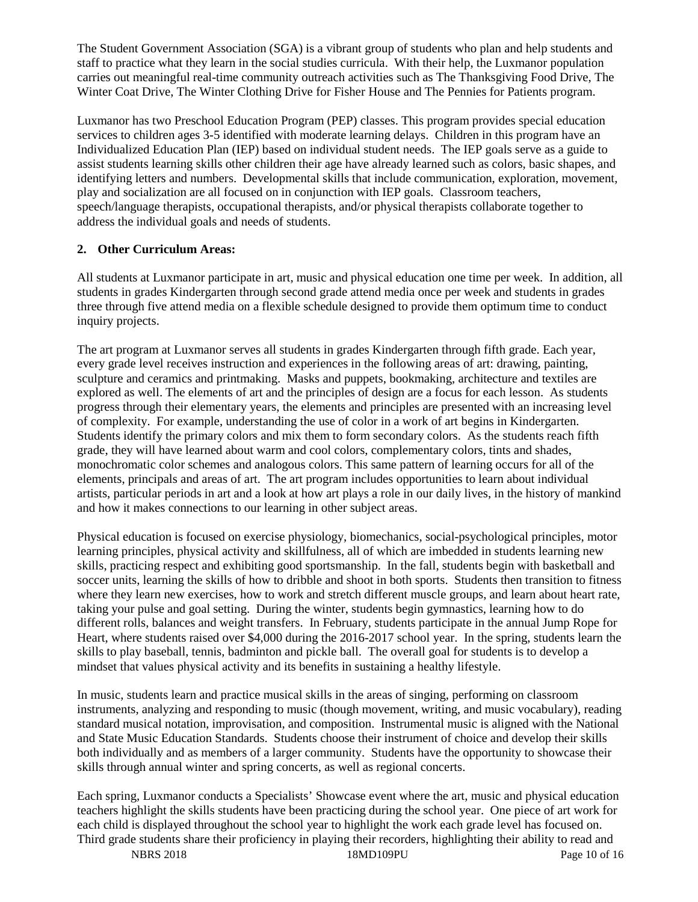The Student Government Association (SGA) is a vibrant group of students who plan and help students and staff to practice what they learn in the social studies curricula. With their help, the Luxmanor population carries out meaningful real-time community outreach activities such as The Thanksgiving Food Drive, The Winter Coat Drive, The Winter Clothing Drive for Fisher House and The Pennies for Patients program.

Luxmanor has two Preschool Education Program (PEP) classes. This program provides special education services to children ages 3-5 identified with moderate learning delays. Children in this program have an Individualized Education Plan (IEP) based on individual student needs. The IEP goals serve as a guide to assist students learning skills other children their age have already learned such as colors, basic shapes, and identifying letters and numbers. Developmental skills that include communication, exploration, movement, play and socialization are all focused on in conjunction with IEP goals. Classroom teachers, speech/language therapists, occupational therapists, and/or physical therapists collaborate together to address the individual goals and needs of students.

## 2. Other Curriculum Areas:

All students at Luxmanor participate in art, music and physical education one time per week. In addition, all students in grades Kindergarten through second grade attend media once per week and students in grades three through five attend media on a flexible schedule designed to provide them optimum time to conduct inquiry projects.

The art program at Luxmanor serves all students in grades Kindergarten through fifth grade. Each year, every grade level receives instruction and experiences in the following areas of art: drawing, painting, sculpture and ceramics and printmaking. Masks and puppets, bookmaking, architecture and textiles are explored as well. The elements of art and the principles of design are a focus for each lesson. As students progress through their elementary years, the elements and principles are presented with an increasing level of complexity. For example, understanding the use of color in a work of art begins in Kindergarten. Students identify the primary colors and mix them to form secondary colors. As the students reach fifth grade, they will have learned about warm and cool colors, complementary colors, tints and shades, monochromatic color schemes and analogous colors. This same pattern of learning occurs for all of the elements, principals and areas of art. The art program includes opportunities to learn about individual artists, particular periods in art and a look at how art plays a role in our daily lives, in the history of mankind and how it makes connections to our learning in other subject areas.

Physical education is focused on exercise physiology, biomechanics, social-psychological principles, motor learning principles, physical activity and skillfulness, all of which are imbedded in students learning new skills, practicing respect and exhibiting good sportsmanship. In the fall, students begin with basketball and soccer units, learning the skills of how to dribble and shoot in both sports. Students then transition to fitness where they learn new exercises, how to work and stretch different muscle groups, and learn about heart rate, taking your pulse and goal setting. During the winter, students begin gymnastics, learning how to do different rolls, balances and weight transfers. In February, students participate in the annual Jump Rope for Heart, where students raised over $4,000 during the 2016-2017 school year. In the spring, students learn the skills to play baseball, tennis, badminton and pickle ball. The overall goal for students is to develop a mindset that values physical activity and its benefits in sustaining a healthy lifestyle.

In music, students learn and practice musical skills in the areas of singing, performing on classroom instruments, analyzing and responding to music (though movement, writing, and music vocabulary), reading standard musical notation, improvisation, and composition. Instrumental music is aligned with the National and State Music Education Standards. Students choose their instrument of choice and develop their skills both individually and as members of a larger community. Students have the opportunity to showcase their skills through annual winter and spring concerts, as well as regional concerts.

Each spring, Luxmanor conducts a Specialists' Showcase event where the art, music and physical education teachers highlight the skills students have been practicing during the school year. One piece of art work for each child is displayed throughout the school year to highlight the work each grade level has focused on. Third grade students share their proficiency in playing their recorders, highlighting their ability to read and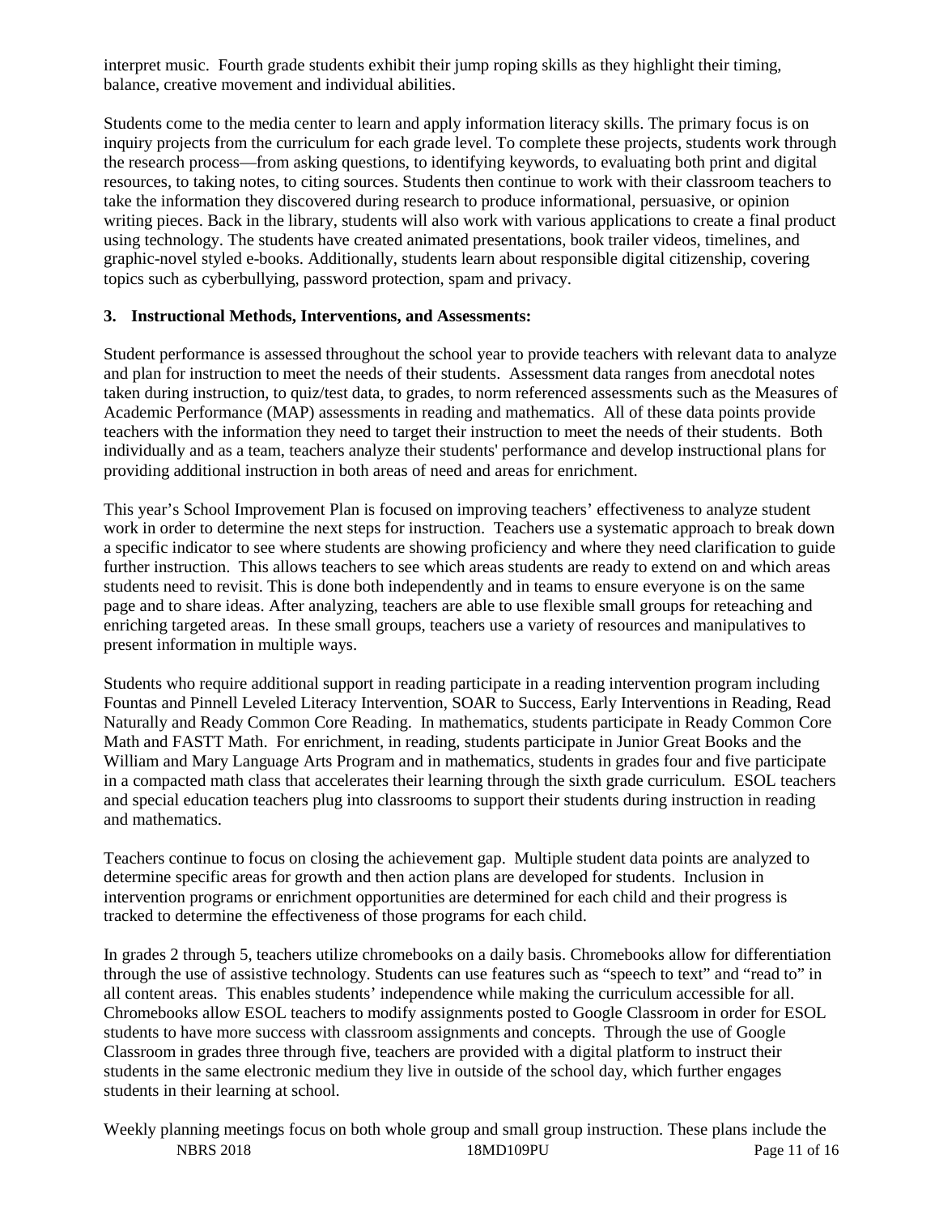interpret music. Fourth grade students exhibit their jump roping skills as they highlight their timing, balance, creative movement and individual abilities.

Students come to the media center to learn and apply information literacy skills. The primary focus is on inquiry projects from the curriculum for each grade level. To complete these projects, students work through the research process—from asking questions, to identifying keywords, to evaluating both print and digital resources, to taking notes, to citing sources. Students then continue to work with their classroom teachers to take the information they discovered during research to produce informational, persuasive, or opinion writing pieces. Back in the library, students will also work with various applications to create a final product using technology. The students have created animated presentations, book trailer videos, timelines, and graphic-novel styled e-books. Additionally, students learn about responsible digital citizenship, covering topics such as cyberbullying, password protection, spam and privacy.

**3. Instructional Methods, Interventions, and Assessments:**

Student performance is assessed throughout the school year to provide teachers with relevant data to analyze and plan for instruction to meet the needs of their students. Assessment data ranges from anecdotal notes taken during instruction, to quiz/test data, to grades, to norm referenced assessments such as the Measures of Academic Performance (MAP) assessments in reading and mathematics. All of these data points provide teachers with the information they need to target their instruction to meet the needs of their students. Both individually and as a team, teachers analyze their students' performance and develop instructional plans for providing additional instruction in both areas of need and areas for enrichment.

This year's School Improvement Plan is focused on improving teachers' effectiveness to analyze student work in order to determine the next steps for instruction. Teachers use a systematic approach to break down a specific indicator to see where students are showing proficiency and where they need clarification to guide further instruction. This allows teachers to see which areas students are ready to extend on and which areas students need to revisit. This is done both independently and in teams to ensure everyone is on the same page and to share ideas. After analyzing, teachers are able to use flexible small groups for reteaching and enriching targeted areas. In these small groups, teachers use a variety of resources and manipulatives to present information in multiple ways.

Students who require additional support in reading participate in a reading intervention program including Fountas and Pinnell Leveled Literacy Intervention, SOAR to Success, Early Interventions in Reading, Read Naturally and Ready Common Core Reading. In mathematics, students participate in Ready Common Core Math and FASTT Math. For enrichment, in reading, students participate in Junior Great Books and the William and Mary Language Arts Program and in mathematics, students in grades four and five participate in a compacted math class that accelerates their learning through the sixth grade curriculum. ESOL teachers and special education teachers plug into classrooms to support their students during instruction in reading and mathematics.

Teachers continue to focus on closing the achievement gap. Multiple student data points are analyzed to determine specific areas for growth and then action plans are developed for students. Inclusion in intervention programs or enrichment opportunities are determined for each child and their progress is tracked to determine the effectiveness of those programs for each child.

In grades 2 through 5, teachers utilize chromebooks on a daily basis. Chromebooks allow for differentiation through the use of assistive technology. Students can use features such as "speech to text" and "read to" in all content areas. This enables students' independence while making the curriculum accessible for all. Chromebooks allow ESOL teachers to modify assignments posted to Google Classroom in order for ESOL students to have more success with classroom assignments and concepts. Through the use of Google Classroom in grades three through five, teachers are provided with a digital platform to instruct their students in the same electronic medium they live in outside of the school day, which further engages students in their learning at school.

Weekly planning meetings focus on both whole group and small group instruction. These plans include the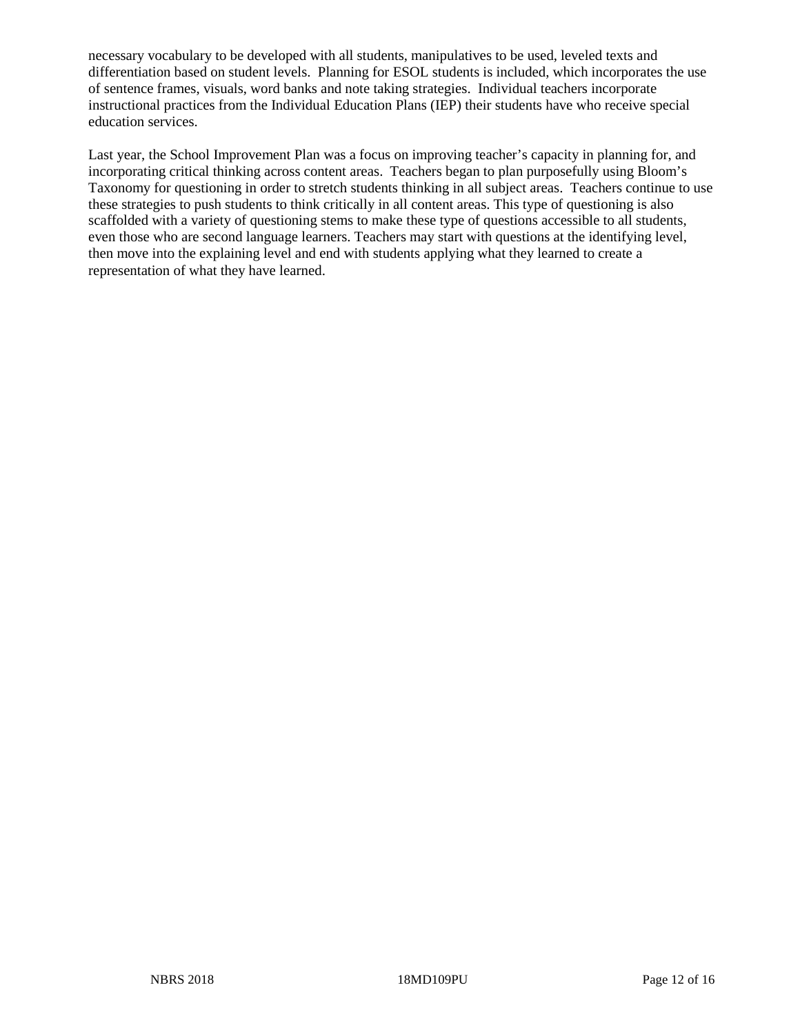necessary vocabulary to be developed with all students, manipulatives to be used, leveled texts and differentiation based on student levels. Planning for ESOL students is included, which incorporates the use of sentence frames, visuals, word banks and note taking strategies. Individual teachers incorporate instructional practices from the Individual Education Plans (IEP) their students have who receive special education services.

Last year, the School Improvement Plan was a focus on improving teacher's capacity in planning for, and incorporating critical thinking across content areas. Teachers began to plan purposefully using Bloom's Taxonomy for questioning in order to stretch students thinking in all subject areas. Teachers continue to use these strategies to push students to think critically in all content areas. This type of questioning is also scaffolded with a variety of questioning stems to make these type of questions accessible to all students, even those who are second language learners. Teachers may start with questions at the identifying level, then move into the explaining level and end with students applying what they learned to create a representation of what they have learned.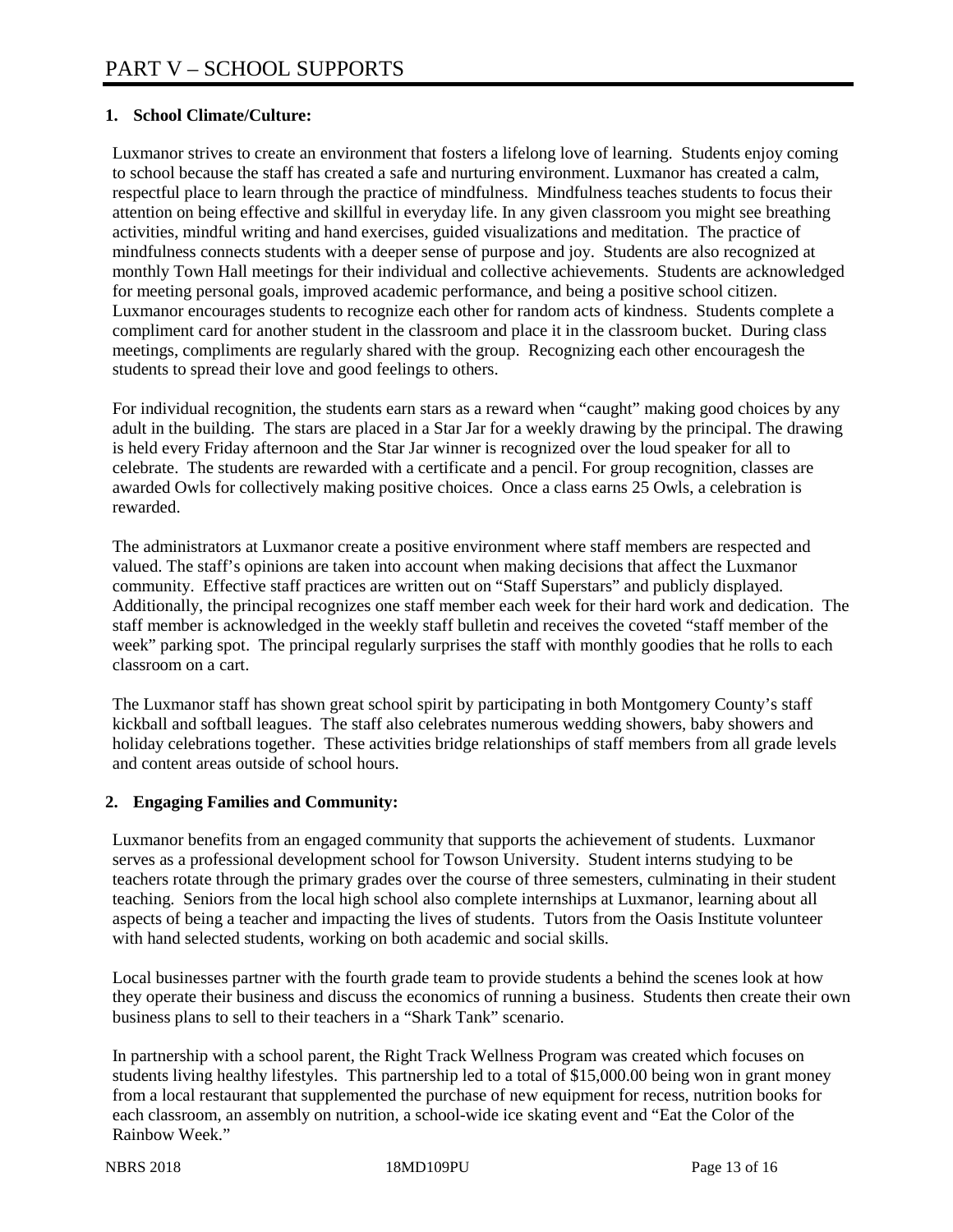# PART V – SCHOOL SUPPORTS

**1. School Climate/Culture:**

Luxmanor strives to create an environment that fosters a lifelong love of learning. Students enjoy coming to school because the staff has created a safe and nurturing environment. Luxmanor has created a calm, respectful place to learn through the practice of mindfulness. Mindfulness teaches students to focus their attention on being effective and skillful in everyday life. In any given classroom you might see breathing activities, mindful writing and hand exercises, guided visualizations and meditation. The practice of mindfulness connects students with a deeper sense of purpose and joy. Students are also recognized at monthly Town Hall meetings for their individual and collective achievements. Students are acknowledged for meeting personal goals, improved academic performance, and being a positive school citizen. Luxmanor encourages students to recognize each other for random acts of kindness. Students complete a compliment card for another student in the classroom and place it in the classroom bucket. During class meetings, compliments are regularly shared with the group. Recognizing each other encouragesh the students to spread their love and good feelings to others.

For individual recognition, the students earn stars as a reward when "caught" making good choices by any adult in the building. The stars are placed in a Star Jar for a weekly drawing by the principal. The drawing is held every Friday afternoon and the Star Jar winner is recognized over the loud speaker for all to celebrate. The students are rewarded with a certificate and a pencil. For group recognition, classes are awarded Owls for collectively making positive choices. Once a class earns 25 Owls, a celebration is rewarded.

The administrators at Luxmanor create a positive environment where staff members are respected and valued. The staff's opinions are taken into account when making decisions that affect the Luxmanor community. Effective staff practices are written out on "Staff Superstars" and publicly displayed. Additionally, the principal recognizes one staff member each week for their hard work and dedication. The staff member is acknowledged in the weekly staff bulletin and receives the coveted "staff member of the week" parking spot. The principal regularly surprises the staff with monthly goodies that he rolls to each classroom on a cart.

The Luxmanor staff has shown great school spirit by participating in both Montgomery County's staff kickball and softball leagues. The staff also celebrates numerous wedding showers, baby showers and holiday celebrations together. These activities bridge relationships of staff members from all grade levels and content areas outside of school hours.

**2. Engaging Families and Community:**

Luxmanor benefits from an engaged community that supports the achievement of students. Luxmanor serves as a professional development school for Towson University. Student interns studying to be teachers rotate through the primary grades over the course of three semesters, culminating in their student teaching. Seniors from the local high school also complete internships at Luxmanor, learning about all aspects of being a teacher and impacting the lives of students. Tutors from the Oasis Institute volunteer with hand selected students, working on both academic and social skills.

Local businesses partner with the fourth grade team to provide students a behind the scenes look at how they operate their business and discuss the economics of running a business. Students then create their own business plans to sell to their teachers in a "Shark Tank" scenario.

In partnership with a school parent, the Right Track Wellness Program was created which focuses on students living healthy lifestyles. This partnership led to a total of $15,000.00 being won in grant money from a local restaurant that supplemented the purchase of new equipment for recess, nutrition books for each classroom, an assembly on nutrition, a school-wide ice skating event and "Eat the Color of the Rainbow Week."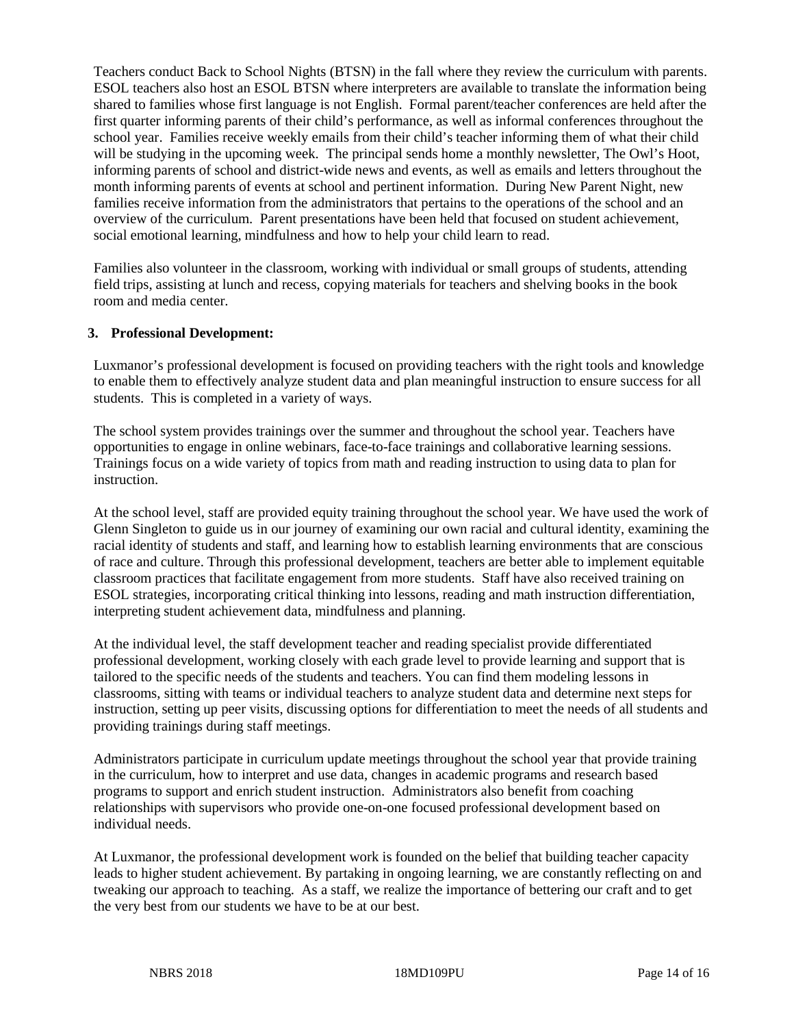Teachers conduct Back to School Nights (BTSN) in the fall where they review the curriculum with parents. ESOL teachers also host an ESOL BTSN where interpreters are available to translate the information being shared to families whose first language is not English. Formal parent/teacher conferences are held after the first quarter informing parents of their child's performance, as well as informal conferences throughout the school year. Families receive weekly emails from their child's teacher informing them of what their child will be studying in the upcoming week. The principal sends home a monthly newsletter, The Owl's Hoot, informing parents of school and district-wide news and events, as well as emails and letters throughout the month informing parents of events at school and pertinent information. During New Parent Night, new families receive information from the administrators that pertains to the operations of the school and an overview of the curriculum. Parent presentations have been held that focused on student achievement, social emotional learning, mindfulness and how to help your child learn to read.

Families also volunteer in the classroom, working with individual or small groups of students, attending field trips, assisting at lunch and recess, copying materials for teachers and shelving books in the book room and media center.

**3. Professional Development:**

Luxmanor's professional development is focused on providing teachers with the right tools and knowledge to enable them to effectively analyze student data and plan meaningful instruction to ensure success for all students. This is completed in a variety of ways.

The school system provides trainings over the summer and throughout the school year. Teachers have opportunities to engage in online webinars, face-to-face trainings and collaborative learning sessions. Trainings focus on a wide variety of topics from math and reading instruction to using data to plan for instruction.

At the school level, staff are provided equity training throughout the school year. We have used the work of Glenn Singleton to guide us in our journey of examining our own racial and cultural identity, examining the racial identity of students and staff, and learning how to establish learning environments that are conscious of race and culture. Through this professional development, teachers are better able to implement equitable classroom practices that facilitate engagement from more students. Staff have also received training on ESOL strategies, incorporating critical thinking into lessons, reading and math instruction differentiation, interpreting student achievement data, mindfulness and planning.

At the individual level, the staff development teacher and reading specialist provide differentiated professional development, working closely with each grade level to provide learning and support that is tailored to the specific needs of the students and teachers. You can find them modeling lessons in classrooms, sitting with teams or individual teachers to analyze student data and determine next steps for instruction, setting up peer visits, discussing options for differentiation to meet the needs of all students and providing trainings during staff meetings.

Administrators participate in curriculum update meetings throughout the school year that provide training in the curriculum, how to interpret and use data, changes in academic programs and research based programs to support and enrich student instruction. Administrators also benefit from coaching relationships with supervisors who provide one-on-one focused professional development based on individual needs.

At Luxmanor, the professional development work is founded on the belief that building teacher capacity leads to higher student achievement. By partaking in ongoing learning, we are constantly reflecting on and tweaking our approach to teaching. As a staff, we realize the importance of bettering our craft and to get the very best from our students we have to be at our best.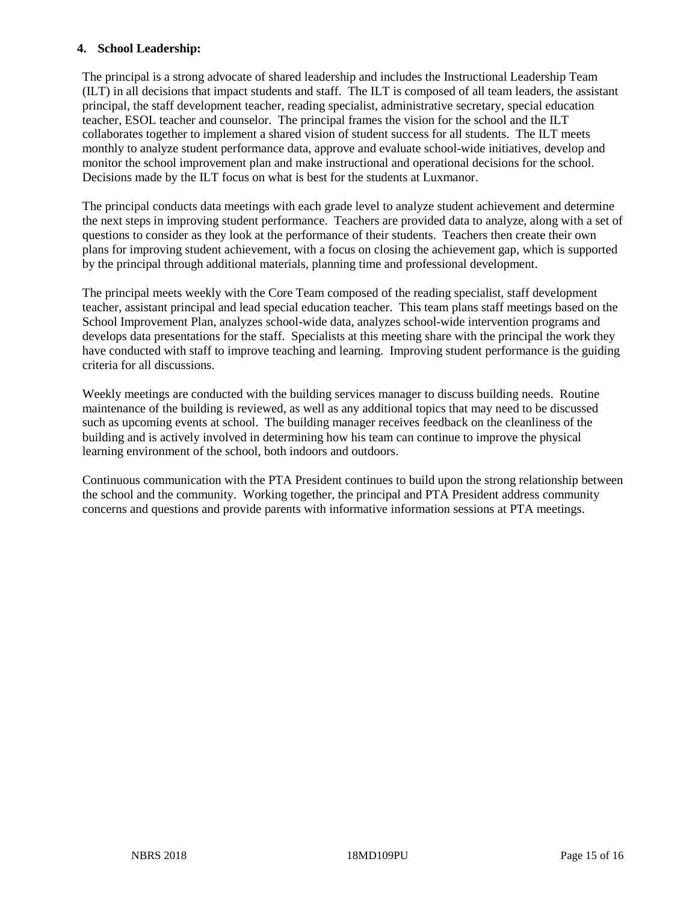**4. School Leadership:**

The principal is a strong advocate of shared leadership and includes the Instructional Leadership Team (ILT) in all decisions that impact students and staff. The ILT is composed of all team leaders, the assistant principal, the staff development teacher, reading specialist, administrative secretary, special education teacher, ESOL teacher and counselor. The principal frames the vision for the school and the ILT collaborates together to implement a shared vision of student success for all students. The ILT meets monthly to analyze student performance data, approve and evaluate school-wide initiatives, develop and monitor the school improvement plan and make instructional and operational decisions for the school. Decisions made by the ILT focus on what is best for the students at Luxmanor.

The principal conducts data meetings with each grade level to analyze student achievement and determine the next steps in improving student performance. Teachers are provided data to analyze, along with a set of questions to consider as they look at the performance of their students. Teachers then create their own plans for improving student achievement, with a focus on closing the achievement gap, which is supported by the principal through additional materials, planning time and professional development.

The principal meets weekly with the Core Team composed of the reading specialist, staff development teacher, assistant principal and lead special education teacher. This team plans staff meetings based on the School Improvement Plan, analyzes school-wide data, analyzes school-wide intervention programs and develops data presentations for the staff. Specialists at this meeting share with the principal the work they have conducted with staff to improve teaching and learning. Improving student performance is the guiding criteria for all discussions.

Weekly meetings are conducted with the building services manager to discuss building needs. Routine maintenance of the building is reviewed, as well as any additional topics that may need to be discussed such as upcoming events at school. The building manager receives feedback on the cleanliness of the building and is actively involved in determining how his team can continue to improve the physical learning environment of the school, both indoors and outdoors.

Continuous communication with the PTA President continues to build upon the strong relationship between the school and the community. Working together, the principal and PTA President address community concerns and questions and provide parents with informative information sessions at PTA meetings.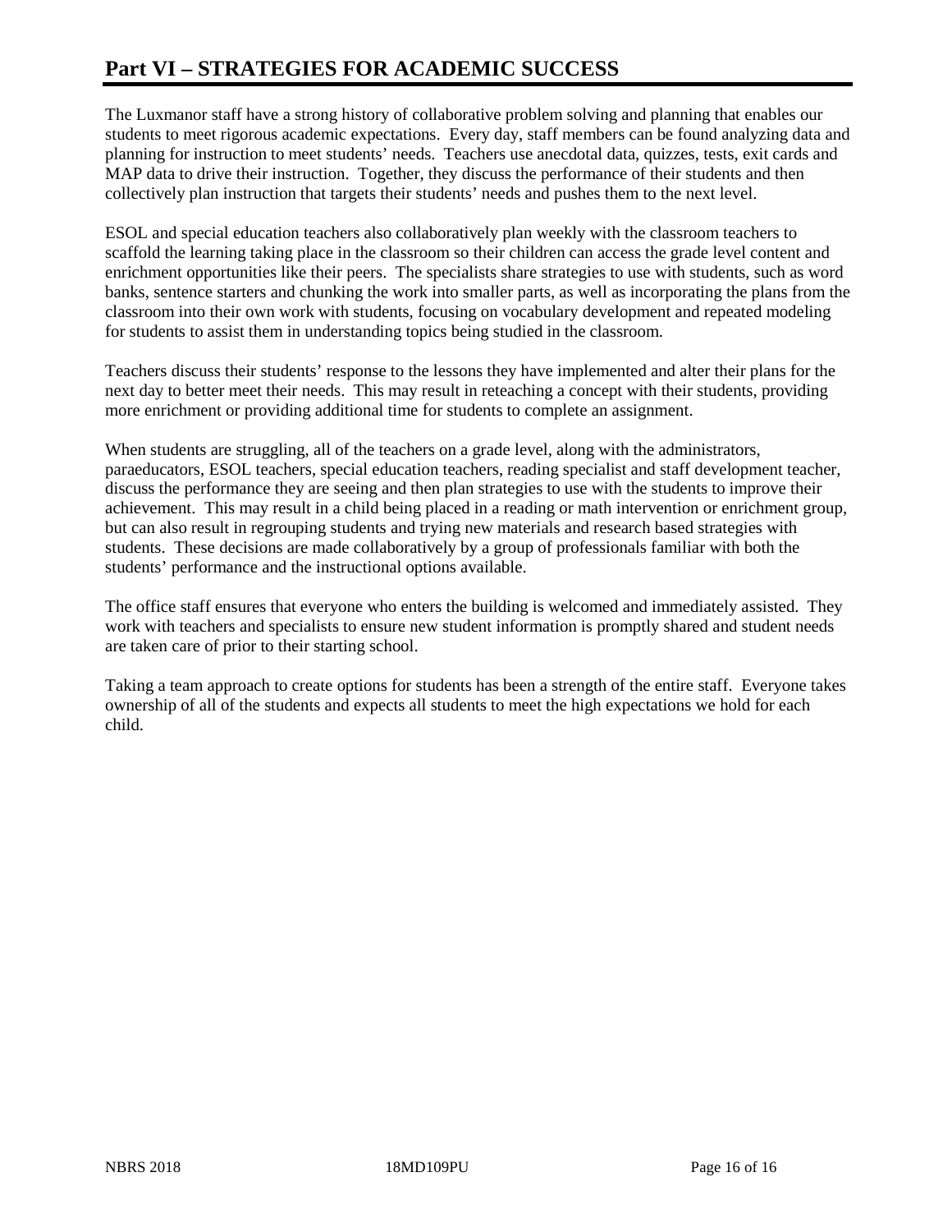# Part VI – STRATEGIES FOR ACADEMIC SUCCESS

The Luxmanor staff have a strong history of collaborative problem solving and planning that enables our students to meet rigorous academic expectations. Every day, staff members can be found analyzing data and planning for instruction to meet students' needs. Teachers use anecdotal data, quizzes, tests, exit cards and MAP data to drive their instruction. Together, they discuss the performance of their students and then collectively plan instruction that targets their students' needs and pushes them to the next level.

ESOL and special education teachers also collaboratively plan weekly with the classroom teachers to scaffold the learning taking place in the classroom so their children can access the grade level content and enrichment opportunities like their peers. The specialists share strategies to use with students, such as word banks, sentence starters and chunking the work into smaller parts, as well as incorporating the plans from the classroom into their own work with students, focusing on vocabulary development and repeated modeling for students to assist them in understanding topics being studied in the classroom.

Teachers discuss their students' response to the lessons they have implemented and alter their plans for the next day to better meet their needs. This may result in reteaching a concept with their students, providing more enrichment or providing additional time for students to complete an assignment.

When students are struggling, all of the teachers on a grade level, along with the administrators, paraeducators, ESOL teachers, special education teachers, reading specialist and staff development teacher, discuss the performance they are seeing and then plan strategies to use with the students to improve their achievement. This may result in a child being placed in a reading or math intervention or enrichment group, but can also result in regrouping students and trying new materials and research based strategies with students. These decisions are made collaboratively by a group of professionals familiar with both the students' performance and the instructional options available.

The office staff ensures that everyone who enters the building is welcomed and immediately assisted. They work with teachers and specialists to ensure new student information is promptly shared and student needs are taken care of prior to their starting school.

Taking a team approach to create options for students has been a strength of the entire staff. Everyone takes ownership of all of the students and expects all students to meet the high expectations we hold for each child.